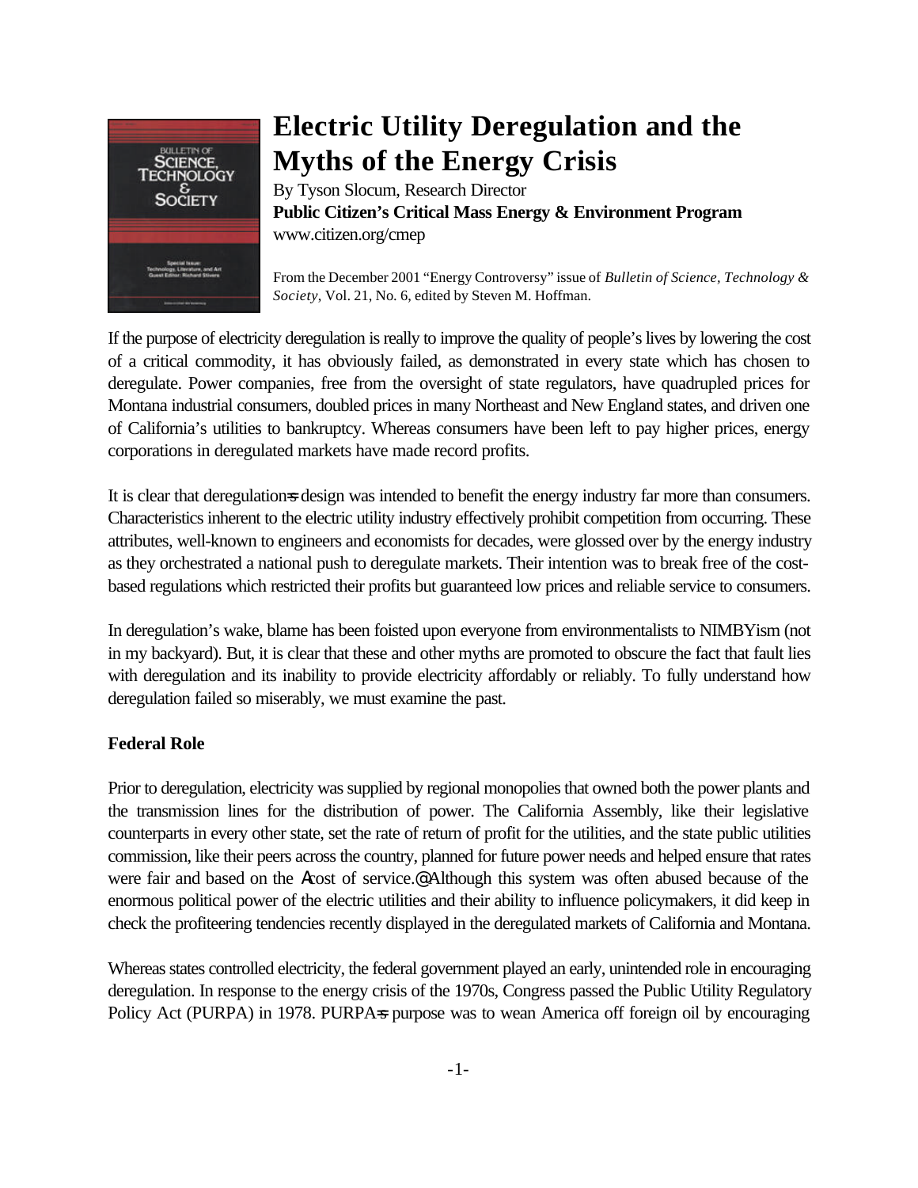# Electric Utility Deregulation and the Myths of the Energy Crisis

By Tyson Slocum, Research Director
**Public Citizen's Critical Mass Energy & Environment Program**
www.citizen.org/cmep

From the December 2001 "Energy Controversy" issue of *Bulletin of Science, Technology & Society*, Vol. 21, No. 6, edited by Steven M. Hoffman.

If the purpose of electricity deregulation is really to improve the quality of people's lives by lowering the cost of a critical commodity, it has obviously failed, as demonstrated in every state which has chosen to deregulate. Power companies, free from the oversight of state regulators, have quadrupled prices for Montana industrial consumers, doubled prices in many Northeast and New England states, and driven one of California's utilities to bankruptcy. Whereas consumers have been left to pay higher prices, energy corporations in deregulated markets have made record profits.

It is clear that deregulation=s design was intended to benefit the energy industry far more than consumers. Characteristics inherent to the electric utility industry effectively prohibit competition from occurring. These attributes, well-known to engineers and economists for decades, were glossed over by the energy industry as they orchestrated a national push to deregulate markets. Their intention was to break free of the cost-based regulations which restricted their profits but guaranteed low prices and reliable service to consumers.

In deregulation's wake, blame has been foisted upon everyone from environmentalists to NIMBYism (not in my backyard). But, it is clear that these and other myths are promoted to obscure the fact that fault lies with deregulation and its inability to provide electricity affordably or reliably. To fully understand how deregulation failed so miserably, we must examine the past.

**Federal Role**

Prior to deregulation, electricity was supplied by regional monopolies that owned both the power plants and the transmission lines for the distribution of power. The California Assembly, like their legislative counterparts in every other state, set the rate of return of profit for the utilities, and the state public utilities commission, like their peers across the country, planned for future power needs and helped ensure that rates were fair and based on the Acost of service.@ Although this system was often abused because of the enormous political power of the electric utilities and their ability to influence policymakers, it did keep in check the profiteering tendencies recently displayed in the deregulated markets of California and Montana.

Whereas states controlled electricity, the federal government played an early, unintended role in encouraging deregulation. In response to the energy crisis of the 1970s, Congress passed the Public Utility Regulatory Policy Act (PURPA) in 1978. PURPA=s purpose was to wean America off foreign oil by encouraging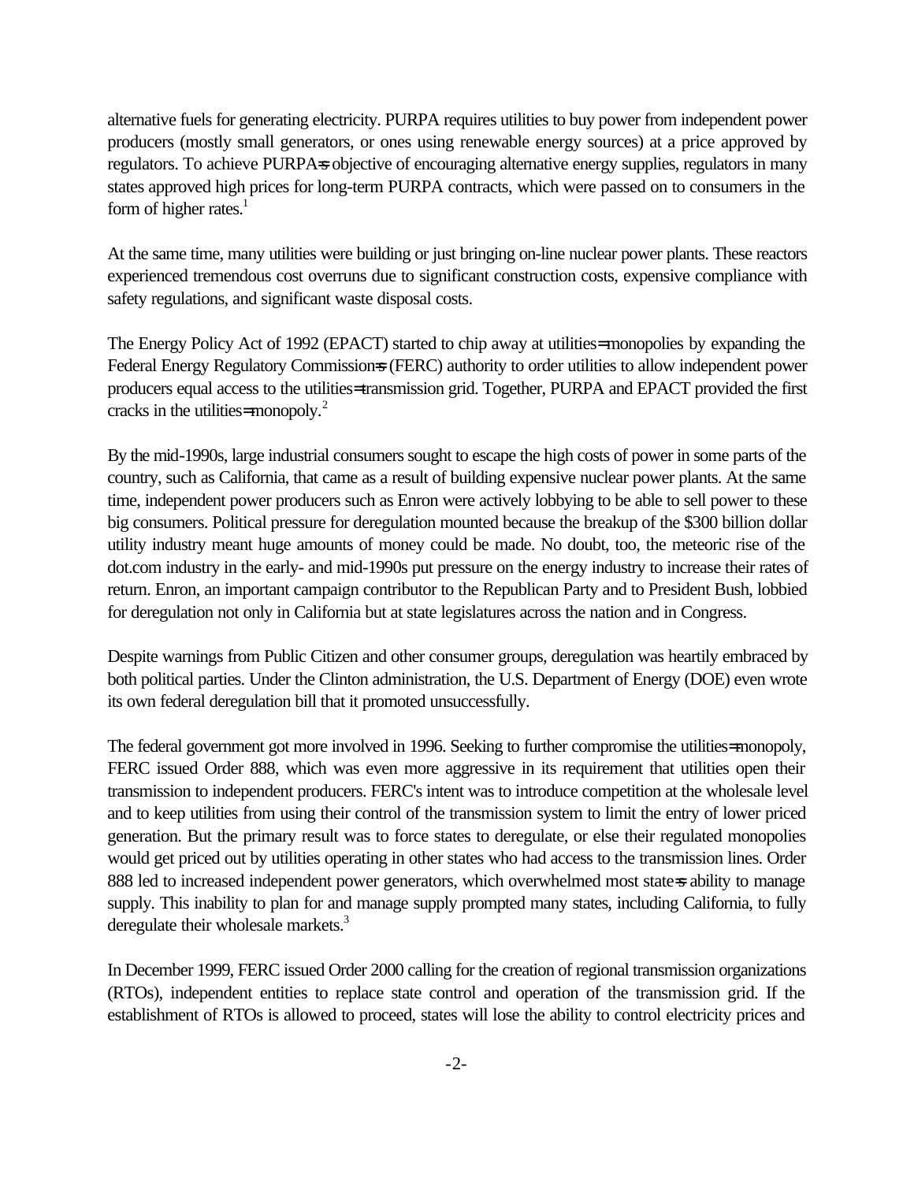alternative fuels for generating electricity. PURPA requires utilities to buy power from independent power producers (mostly small generators, or ones using renewable energy sources) at a price approved by regulators. To achieve PURPA=s objective of encouraging alternative energy supplies, regulators in many states approved high prices for long-term PURPA contracts, which were passed on to consumers in the form of higher rates.[1]

At the same time, many utilities were building or just bringing on-line nuclear power plants. These reactors experienced tremendous cost overruns due to significant construction costs, expensive compliance with safety regulations, and significant waste disposal costs.

The Energy Policy Act of 1992 (EPACT) started to chip away at utilities= monopolies by expanding the Federal Energy Regulatory Commission=s (FERC) authority to order utilities to allow independent power producers equal access to the utilities= transmission grid. Together, PURPA and EPACT provided the first cracks in the utilities= monopoly.[2]

By the mid-1990s, large industrial consumers sought to escape the high costs of power in some parts of the country, such as California, that came as a result of building expensive nuclear power plants. At the same time, independent power producers such as Enron were actively lobbying to be able to sell power to these big consumers. Political pressure for deregulation mounted because the breakup of the $300 billion dollar utility industry meant huge amounts of money could be made. No doubt, too, the meteoric rise of the dot.com industry in the early- and mid-1990s put pressure on the energy industry to increase their rates of return. Enron, an important campaign contributor to the Republican Party and to President Bush, lobbied for deregulation not only in California but at state legislatures across the nation and in Congress.

Despite warnings from Public Citizen and other consumer groups, deregulation was heartily embraced by both political parties. Under the Clinton administration, the U.S. Department of Energy (DOE) even wrote its own federal deregulation bill that it promoted unsuccessfully.

The federal government got more involved in 1996. Seeking to further compromise the utilities= monopoly, FERC issued Order 888, which was even more aggressive in its requirement that utilities open their transmission to independent producers. FERC's intent was to introduce competition at the wholesale level and to keep utilities from using their control of the transmission system to limit the entry of lower priced generation. But the primary result was to force states to deregulate, or else their regulated monopolies would get priced out by utilities operating in other states who had access to the transmission lines. Order 888 led to increased independent power generators, which overwhelmed most state=s ability to manage supply. This inability to plan for and manage supply prompted many states, including California, to fully deregulate their wholesale markets.[3]

In December 1999, FERC issued Order 2000 calling for the creation of regional transmission organizations (RTOs), independent entities to replace state control and operation of the transmission grid. If the establishment of RTOs is allowed to proceed, states will lose the ability to control electricity prices and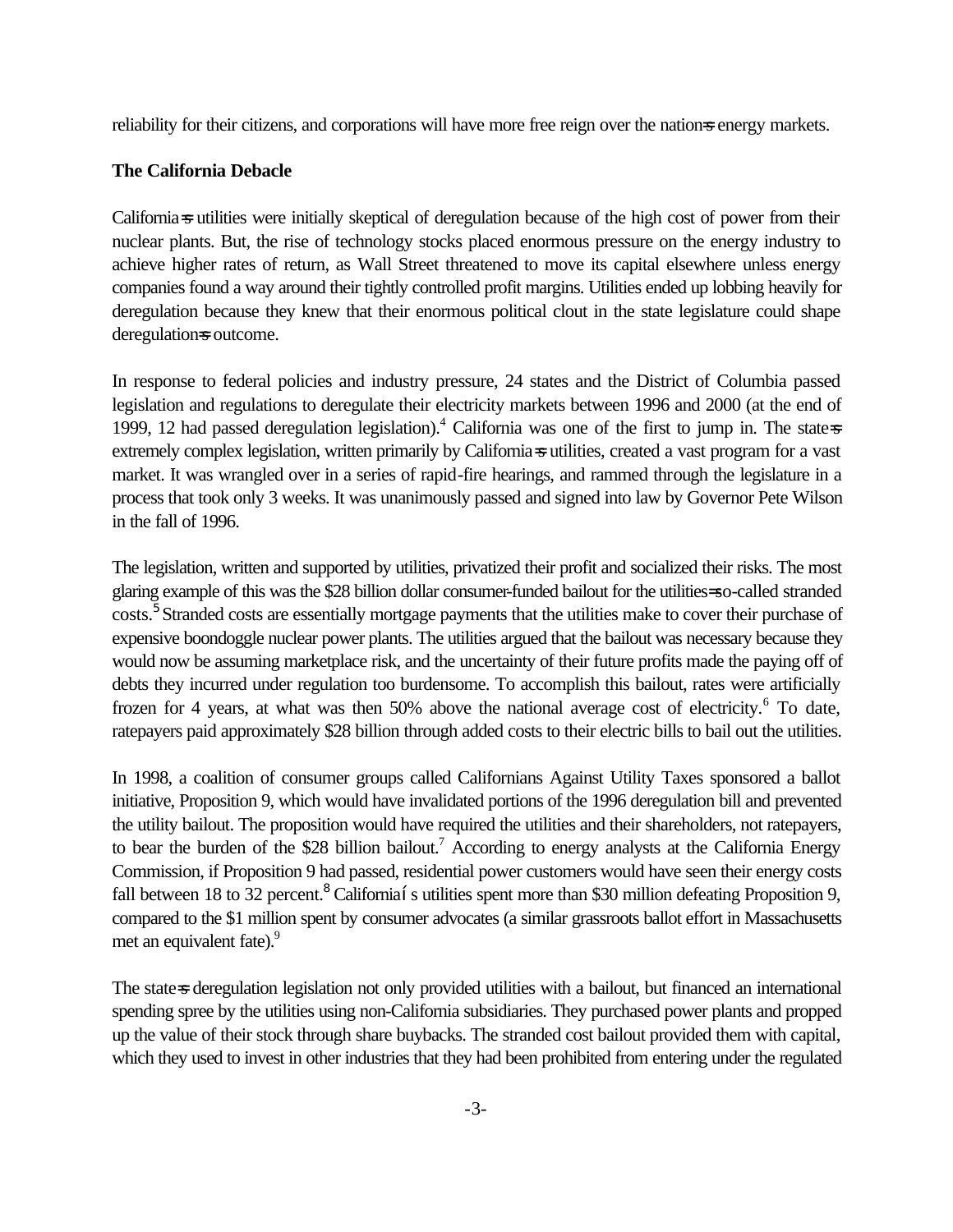reliability for their citizens, and corporations will have more free reign over the nation=s energy markets.

**The California Debacle**

California=s utilities were initially skeptical of deregulation because of the high cost of power from their nuclear plants. But, the rise of technology stocks placed enormous pressure on the energy industry to achieve higher rates of return, as Wall Street threatened to move its capital elsewhere unless energy companies found a way around their tightly controlled profit margins. Utilities ended up lobbing heavily for deregulation because they knew that their enormous political clout in the state legislature could shape deregulation=s outcome.

In response to federal policies and industry pressure, 24 states and the District of Columbia passed legislation and regulations to deregulate their electricity markets between 1996 and 2000 (at the end of 1999, 12 had passed deregulation legislation).[4] California was one of the first to jump in. The state=s extremely complex legislation, written primarily by California=s utilities, created a vast program for a vast market. It was wrangled over in a series of rapid-fire hearings, and rammed through the legislature in a process that took only 3 weeks. It was unanimously passed and signed into law by Governor Pete Wilson in the fall of 1996.

The legislation, written and supported by utilities, privatized their profit and socialized their risks. The most glaring example of this was the $28 billion dollar consumer-funded bailout for the utilities=so-called stranded costs.[5] Stranded costs are essentially mortgage payments that the utilities make to cover their purchase of expensive boondoggle nuclear power plants. The utilities argued that the bailout was necessary because they would now be assuming marketplace risk, and the uncertainty of their future profits made the paying off of debts they incurred under regulation too burdensome. To accomplish this bailout, rates were artificially frozen for 4 years, at what was then 50% above the national average cost of electricity.[6] To date, ratepayers paid approximately $28 billion through added costs to their electric bills to bail out the utilities.

In 1998, a coalition of consumer groups called Californians Against Utility Taxes sponsored a ballot initiative, Proposition 9, which would have invalidated portions of the 1996 deregulation bill and prevented the utility bailout. The proposition would have required the utilities and their shareholders, not ratepayers, to bear the burden of the $28 billion bailout.[7] According to energy analysts at the California Energy Commission, if Proposition 9 had passed, residential power customers would have seen their energy costs fall between 18 to 32 percent.[8] Californiaí s utilities spent more than $30 million defeating Proposition 9, compared to the $1 million spent by consumer advocates (a similar grassroots ballot effort in Massachusetts met an equivalent fate).[9]

The state=s deregulation legislation not only provided utilities with a bailout, but financed an international spending spree by the utilities using non-California subsidiaries. They purchased power plants and propped up the value of their stock through share buybacks. The stranded cost bailout provided them with capital, which they used to invest in other industries that they had been prohibited from entering under the regulated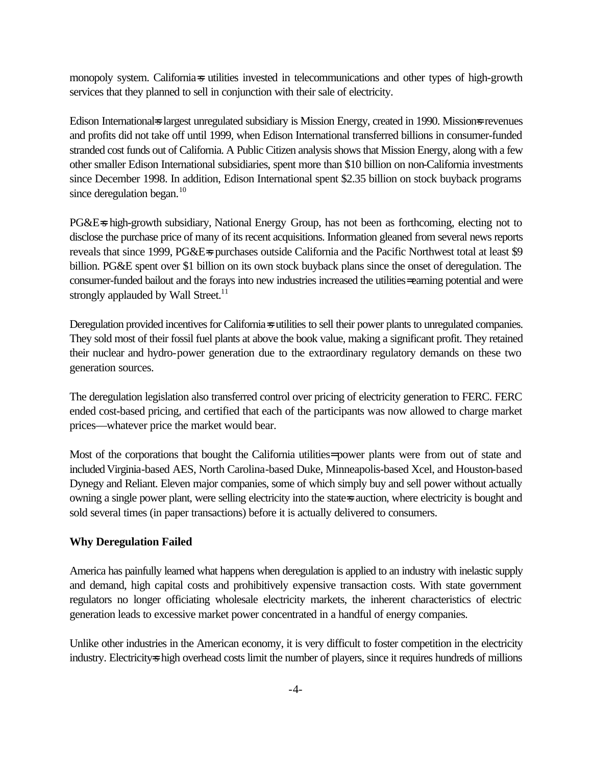monopoly system. California=s utilities invested in telecommunications and other types of high-growth services that they planned to sell in conjunction with their sale of electricity.

Edison International=s largest unregulated subsidiary is Mission Energy, created in 1990. Mission=s revenues and profits did not take off until 1999, when Edison International transferred billions in consumer-funded stranded cost funds out of California. A Public Citizen analysis shows that Mission Energy, along with a few other smaller Edison International subsidiaries, spent more than $10 billion on non-California investments since December 1998. In addition, Edison International spent $2.35 billion on stock buyback programs since deregulation began.[10]

PG&E=s high-growth subsidiary, National Energy Group, has not been as forthcoming, electing not to disclose the purchase price of many of its recent acquisitions. Information gleaned from several news reports reveals that since 1999, PG&E=s purchases outside California and the Pacific Northwest total at least $9 billion. PG&E spent over $1 billion on its own stock buyback plans since the onset of deregulation. The consumer-funded bailout and the forays into new industries increased the utilities= earning potential and were strongly applauded by Wall Street.[11]

Deregulation provided incentives for California=s utilities to sell their power plants to unregulated companies. They sold most of their fossil fuel plants at above the book value, making a significant profit. They retained their nuclear and hydro-power generation due to the extraordinary regulatory demands on these two generation sources.

The deregulation legislation also transferred control over pricing of electricity generation to FERC. FERC ended cost-based pricing, and certified that each of the participants was now allowed to charge market prices—whatever price the market would bear.

Most of the corporations that bought the California utilities= power plants were from out of state and included Virginia-based AES, North Carolina-based Duke, Minneapolis-based Xcel, and Houston-based Dynegy and Reliant. Eleven major companies, some of which simply buy and sell power without actually owning a single power plant, were selling electricity into the state=s auction, where electricity is bought and sold several times (in paper transactions) before it is actually delivered to consumers.

**Why Deregulation Failed**

America has painfully learned what happens when deregulation is applied to an industry with inelastic supply and demand, high capital costs and prohibitively expensive transaction costs. With state government regulators no longer officiating wholesale electricity markets, the inherent characteristics of electric generation leads to excessive market power concentrated in a handful of energy companies.

Unlike other industries in the American economy, it is very difficult to foster competition in the electricity industry. Electricity=s high overhead costs limit the number of players, since it requires hundreds of millions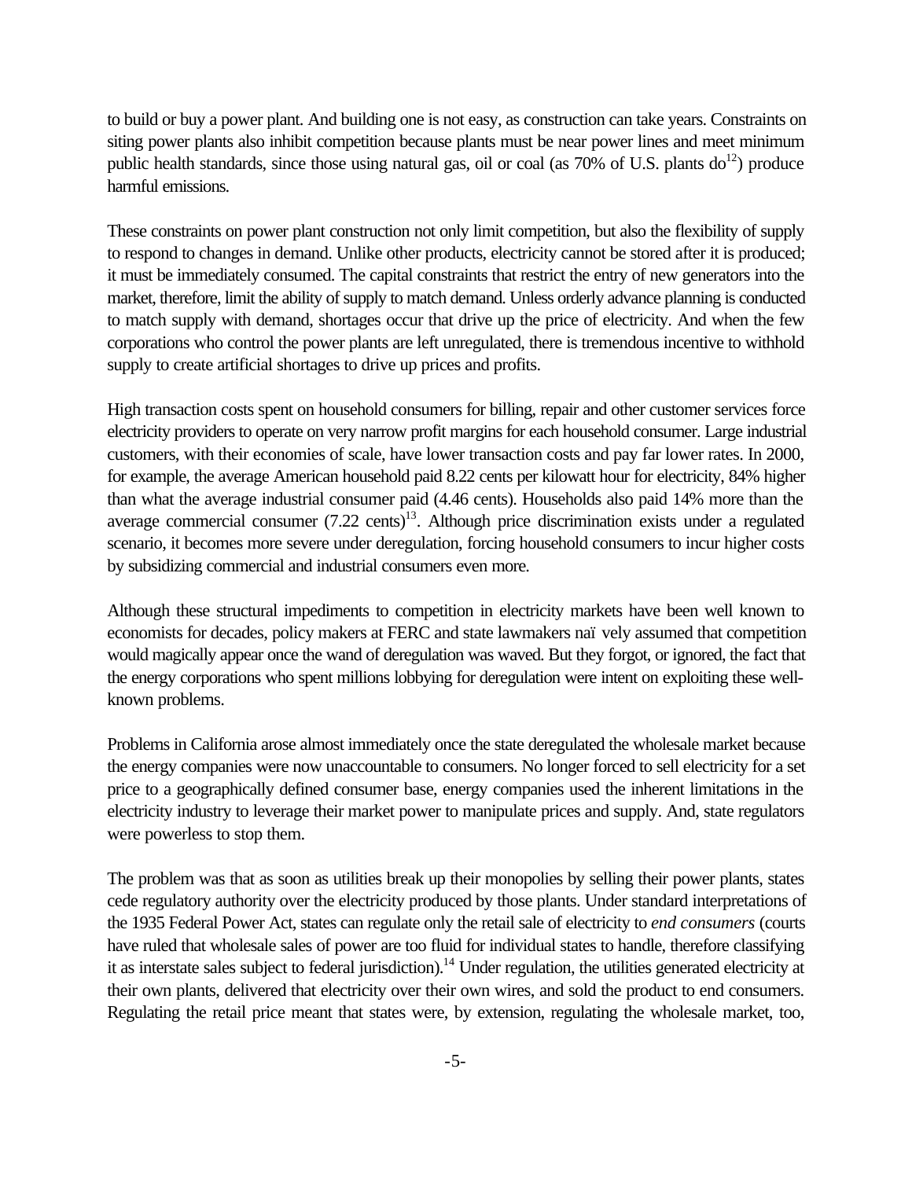to build or buy a power plant. And building one is not easy, as construction can take years. Constraints on siting power plants also inhibit competition because plants must be near power lines and meet minimum public health standards, since those using natural gas, oil or coal (as 70% of U.S. plants do[12]) produce harmful emissions.

These constraints on power plant construction not only limit competition, but also the flexibility of supply to respond to changes in demand. Unlike other products, electricity cannot be stored after it is produced; it must be immediately consumed. The capital constraints that restrict the entry of new generators into the market, therefore, limit the ability of supply to match demand. Unless orderly advance planning is conducted to match supply with demand, shortages occur that drive up the price of electricity. And when the few corporations who control the power plants are left unregulated, there is tremendous incentive to withhold supply to create artificial shortages to drive up prices and profits.

High transaction costs spent on household consumers for billing, repair and other customer services force electricity providers to operate on very narrow profit margins for each household consumer. Large industrial customers, with their economies of scale, have lower transaction costs and pay far lower rates. In 2000, for example, the average American household paid 8.22 cents per kilowatt hour for electricity, 84% higher than what the average industrial consumer paid (4.46 cents). Households also paid 14% more than the average commercial consumer (7.22 cents)[13]. Although price discrimination exists under a regulated scenario, it becomes more severe under deregulation, forcing household consumers to incur higher costs by subsidizing commercial and industrial consumers even more.

Although these structural impediments to competition in electricity markets have been well known to economists for decades, policy makers at FERC and state lawmakers naïvely assumed that competition would magically appear once the wand of deregulation was waved. But they forgot, or ignored, the fact that the energy corporations who spent millions lobbying for deregulation were intent on exploiting these well-known problems.

Problems in California arose almost immediately once the state deregulated the wholesale market because the energy companies were now unaccountable to consumers. No longer forced to sell electricity for a set price to a geographically defined consumer base, energy companies used the inherent limitations in the electricity industry to leverage their market power to manipulate prices and supply. And, state regulators were powerless to stop them.

The problem was that as soon as utilities break up their monopolies by selling their power plants, states cede regulatory authority over the electricity produced by those plants. Under standard interpretations of the 1935 Federal Power Act, states can regulate only the retail sale of electricity to *end consumers* (courts have ruled that wholesale sales of power are too fluid for individual states to handle, therefore classifying it as interstate sales subject to federal jurisdiction).[14] Under regulation, the utilities generated electricity at their own plants, delivered that electricity over their own wires, and sold the product to end consumers. Regulating the retail price meant that states were, by extension, regulating the wholesale market, too,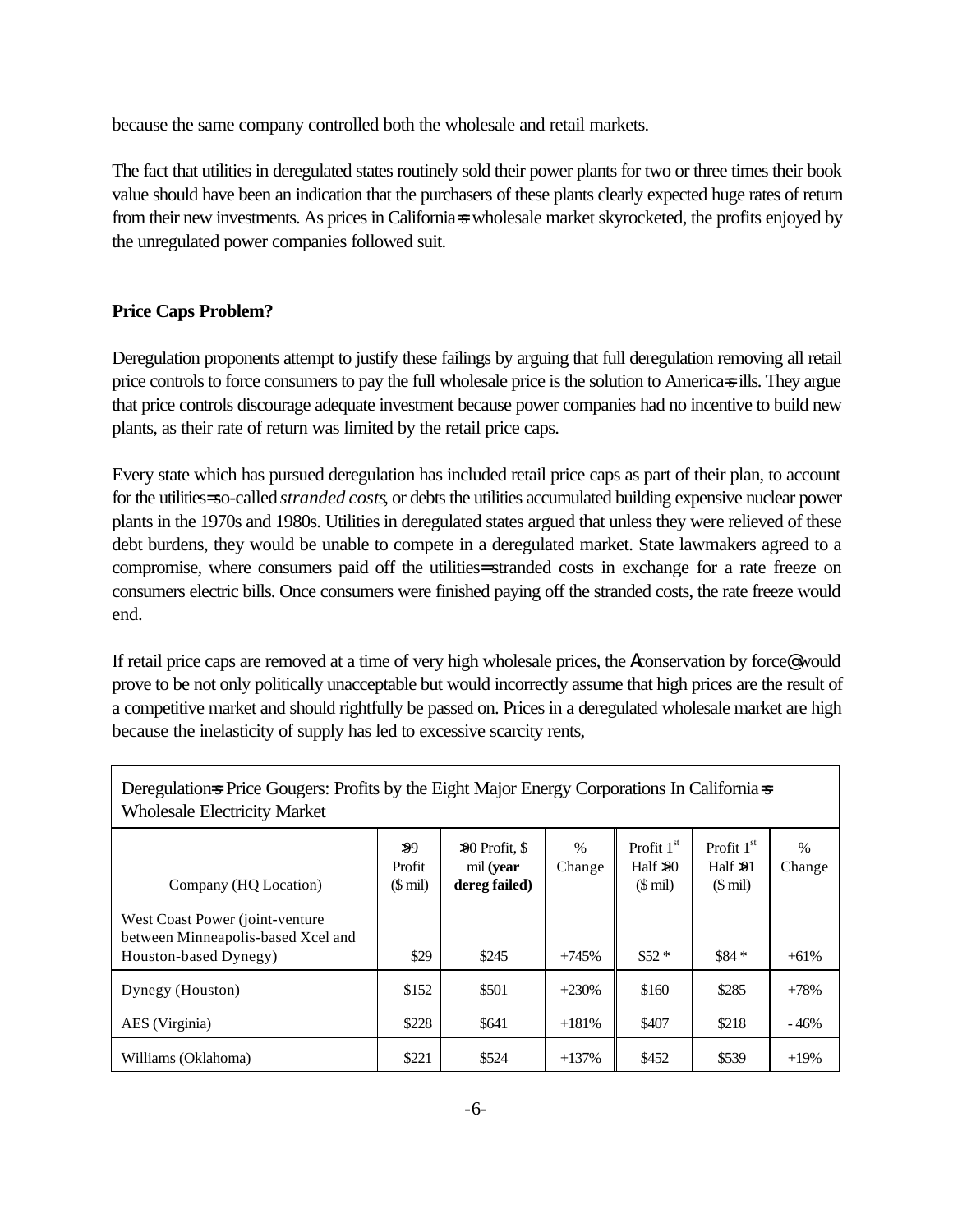because the same company controlled both the wholesale and retail markets.

The fact that utilities in deregulated states routinely sold their power plants for two or three times their book value should have been an indication that the purchasers of these plants clearly expected huge rates of return from their new investments. As prices in California=s wholesale market skyrocketed, the profits enjoyed by the unregulated power companies followed suit.

**Price Caps Problem?**

Deregulation proponents attempt to justify these failings by arguing that full deregulation removing all retail price controls to force consumers to pay the full wholesale price is the solution to America=s ills. They argue that price controls discourage adequate investment because power companies had no incentive to build new plants, as their rate of return was limited by the retail price caps.

Every state which has pursued deregulation has included retail price caps as part of their plan, to account for the utilities= so-called *stranded costs*, or debts the utilities accumulated building expensive nuclear power plants in the 1970s and 1980s. Utilities in deregulated states argued that unless they were relieved of these debt burdens, they would be unable to compete in a deregulated market. State lawmakers agreed to a compromise, where consumers paid off the utilities= stranded costs in exchange for a rate freeze on consumers electric bills. Once consumers were finished paying off the stranded costs, the rate freeze would end.

If retail price caps are removed at a time of very high wholesale prices, the Aconservation by force@ would prove to be not only politically unacceptable but would incorrectly assume that high prices are the result of a competitive market and should rightfully be passed on. Prices in a deregulated wholesale market are high because the inelasticity of supply has led to excessive scarcity rents,

| Deregulation=s Price Gougers: Profits by the Eight Major Energy Corporations In California=s Wholesale Electricity Market | | | | | | |
|---|---|---|---|---|---|---|
| Company (HQ Location) | >99 Profit ($ mil) | >00 Profit, $ mil **(year dereg failed)** | % Change | Profit 1st Half >00 ($ mil) | Profit 1st Half >01 ($ mil) | % Change |
| West Coast Power (joint-venture between Minneapolis-based Xcel and Houston-based Dynegy) | $29 | $245 | +745% | $52 * | $84 * | +61% |
| Dynegy (Houston) | $152 | $501 | +230% | $160 | $285 | +78% |
| AES (Virginia) | $228 | $641 | +181% | $407 | $218 | - 46% |
| Williams (Oklahoma) | $221 | $524 | +137% | $452 | $539 | +19% |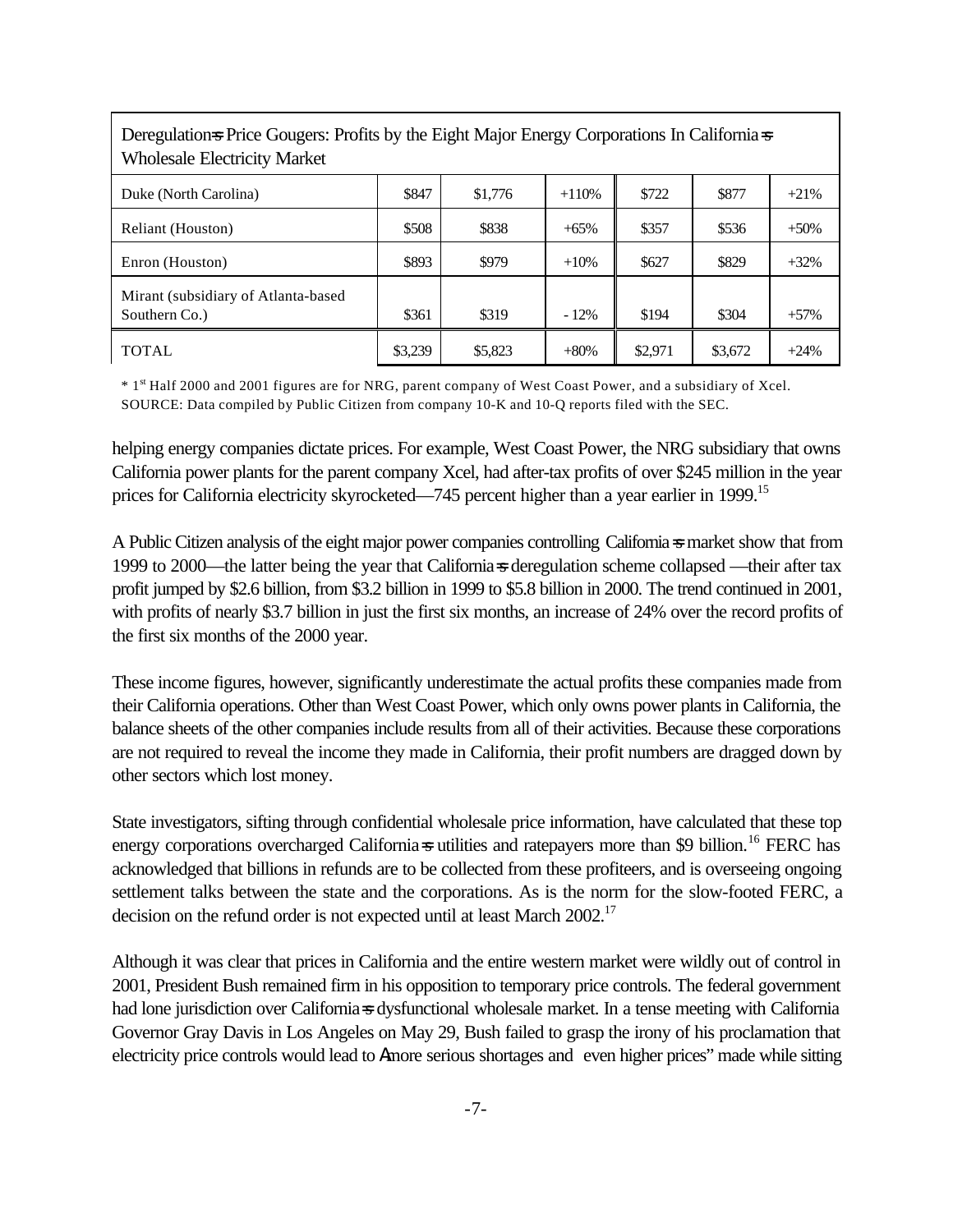| Deregulation=s Price Gougers: Profits by the Eight Major Energy Corporations In California=s Wholesale Electricity Market | | | | | | |
|---|---|---|---|---|---|---|
| Duke (North Carolina) | $847 | $1,776 | +110% | $722 | $877 | +21% |
| Reliant (Houston) | $508 | $838 | +65% | $357 | $536 | +50% |
| Enron (Houston) | $893 | $979 | +10% | $627 | $829 | +32% |
| Mirant (subsidiary of Atlanta-based Southern Co.) | $361 | $319 | - 12% | $194 | $304 | +57% |
| TOTAL | $3,239 | $5,823 | +80% | $2,971 | $3,672 | +24% |

* 1st Half 2000 and 2001 figures are for NRG, parent company of West Coast Power, and a subsidiary of Xcel.
SOURCE: Data compiled by Public Citizen from company 10-K and 10-Q reports filed with the SEC.

helping energy companies dictate prices. For example, West Coast Power, the NRG subsidiary that owns California power plants for the parent company Xcel, had after-tax profits of over $245 million in the year prices for California electricity skyrocketed—745 percent higher than a year earlier in 1999.[15]

A Public Citizen analysis of the eight major power companies controlling California=s market show that from 1999 to 2000—the latter being the year that California=s deregulation scheme collapsed —their after tax profit jumped by $2.6 billion, from $3.2 billion in 1999 to $5.8 billion in 2000. The trend continued in 2001, with profits of nearly $3.7 billion in just the first six months, an increase of 24% over the record profits of the first six months of the 2000 year.

These income figures, however, significantly underestimate the actual profits these companies made from their California operations. Other than West Coast Power, which only owns power plants in California, the balance sheets of the other companies include results from all of their activities. Because these corporations are not required to reveal the income they made in California, their profit numbers are dragged down by other sectors which lost money.

State investigators, sifting through confidential wholesale price information, have calculated that these top energy corporations overcharged California=s utilities and ratepayers more than $9 billion.[16] FERC has acknowledged that billions in refunds are to be collected from these profiteers, and is overseeing ongoing settlement talks between the state and the corporations. As is the norm for the slow-footed FERC, a decision on the refund order is not expected until at least March 2002.[17]

Although it was clear that prices in California and the entire western market were wildly out of control in 2001, President Bush remained firm in his opposition to temporary price controls. The federal government had lone jurisdiction over California=s dysfunctional wholesale market. In a tense meeting with California Governor Gray Davis in Los Angeles on May 29, Bush failed to grasp the irony of his proclamation that electricity price controls would lead to Amore serious shortages and even higher prices" made while sitting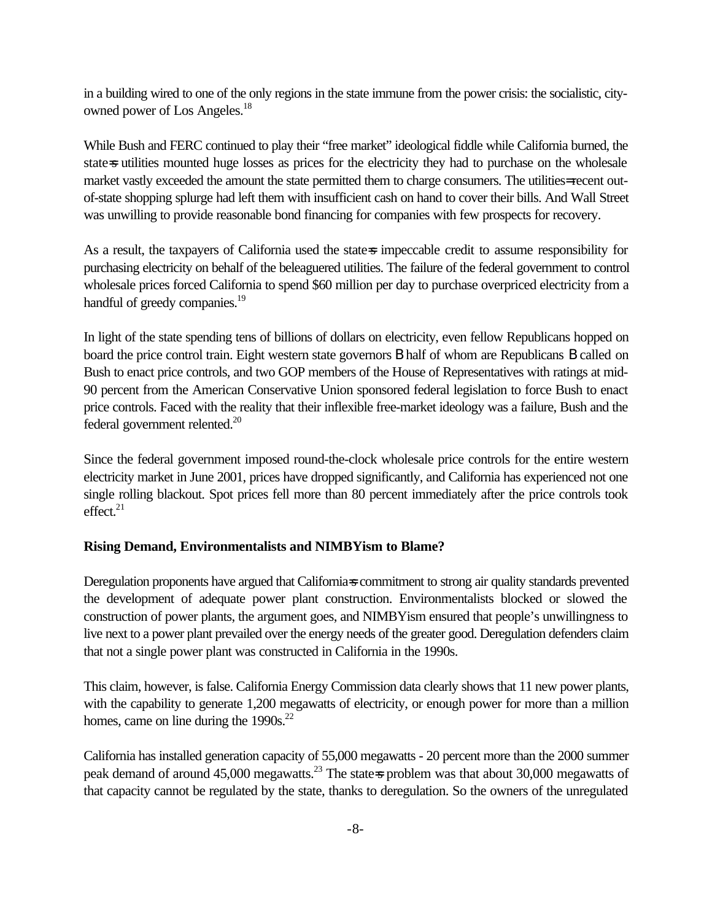in a building wired to one of the only regions in the state immune from the power crisis: the socialistic, city-owned power of Los Angeles.[18]

While Bush and FERC continued to play their "free market" ideological fiddle while California burned, the state=s utilities mounted huge losses as prices for the electricity they had to purchase on the wholesale market vastly exceeded the amount the state permitted them to charge consumers. The utilities= recent out-of-state shopping splurge had left them with insufficient cash on hand to cover their bills. And Wall Street was unwilling to provide reasonable bond financing for companies with few prospects for recovery.

As a result, the taxpayers of California used the state=s impeccable credit to assume responsibility for purchasing electricity on behalf of the beleaguered utilities. The failure of the federal government to control wholesale prices forced California to spend $60 million per day to purchase overpriced electricity from a handful of greedy companies.[19]

In light of the state spending tens of billions of dollars on electricity, even fellow Republicans hopped on board the price control train. Eight western state governors B half of whom are Republicans B called on Bush to enact price controls, and two GOP members of the House of Representatives with ratings at mid-90 percent from the American Conservative Union sponsored federal legislation to force Bush to enact price controls. Faced with the reality that their inflexible free-market ideology was a failure, Bush and the federal government relented.[20]

Since the federal government imposed round-the-clock wholesale price controls for the entire western electricity market in June 2001, prices have dropped significantly, and California has experienced not one single rolling blackout. Spot prices fell more than 80 percent immediately after the price controls took effect.[21]

**Rising Demand, Environmentalists and NIMBYism to Blame?**

Deregulation proponents have argued that California=s commitment to strong air quality standards prevented the development of adequate power plant construction. Environmentalists blocked or slowed the construction of power plants, the argument goes, and NIMBYism ensured that people's unwillingness to live next to a power plant prevailed over the energy needs of the greater good. Deregulation defenders claim that not a single power plant was constructed in California in the 1990s.

This claim, however, is false. California Energy Commission data clearly shows that 11 new power plants, with the capability to generate 1,200 megawatts of electricity, or enough power for more than a million homes, came on line during the 1990s.[22]

California has installed generation capacity of 55,000 megawatts - 20 percent more than the 2000 summer peak demand of around 45,000 megawatts.[23] The state=s problem was that about 30,000 megawatts of that capacity cannot be regulated by the state, thanks to deregulation. So the owners of the unregulated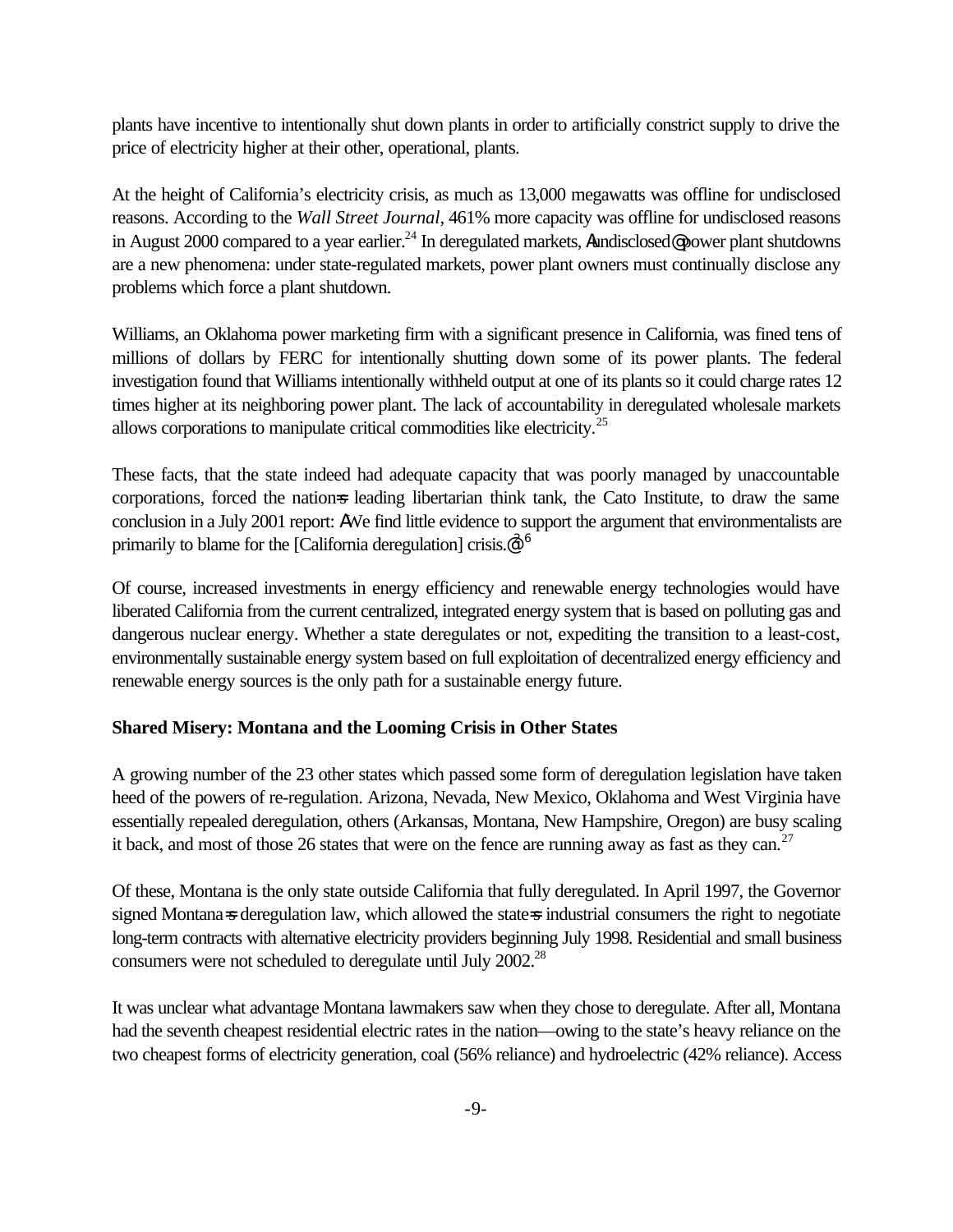plants have incentive to intentionally shut down plants in order to artificially constrict supply to drive the price of electricity higher at their other, operational, plants.

At the height of California's electricity crisis, as much as 13,000 megawatts was offline for undisclosed reasons. According to the *Wall Street Journal*, 461% more capacity was offline for undisclosed reasons in August 2000 compared to a year earlier.[24] In deregulated markets, Aundisclosed@ power plant shutdowns are a new phenomena: under state-regulated markets, power plant owners must continually disclose any problems which force a plant shutdown.

Williams, an Oklahoma power marketing firm with a significant presence in California, was fined tens of millions of dollars by FERC for intentionally shutting down some of its power plants. The federal investigation found that Williams intentionally withheld output at one of its plants so it could charge rates 12 times higher at its neighboring power plant. The lack of accountability in deregulated wholesale markets allows corporations to manipulate critical commodities like electricity.[25]

These facts, that the state indeed had adequate capacity that was poorly managed by unaccountable corporations, forced the nation=s leading libertarian think tank, the Cato Institute, to draw the same conclusion in a July 2001 report: AWe find little evidence to support the argument that environmentalists are primarily to blame for the [California deregulation] crisis.@[26]

Of course, increased investments in energy efficiency and renewable energy technologies would have liberated California from the current centralized, integrated energy system that is based on polluting gas and dangerous nuclear energy. Whether a state deregulates or not, expediting the transition to a least-cost, environmentally sustainable energy system based on full exploitation of decentralized energy efficiency and renewable energy sources is the only path for a sustainable energy future.

**Shared Misery: Montana and the Looming Crisis in Other States**

A growing number of the 23 other states which passed some form of deregulation legislation have taken heed of the powers of re-regulation. Arizona, Nevada, New Mexico, Oklahoma and West Virginia have essentially repealed deregulation, others (Arkansas, Montana, New Hampshire, Oregon) are busy scaling it back, and most of those 26 states that were on the fence are running away as fast as they can.[27]

Of these, Montana is the only state outside California that fully deregulated. In April 1997, the Governor signed Montana=s deregulation law, which allowed the state=s industrial consumers the right to negotiate long-term contracts with alternative electricity providers beginning July 1998. Residential and small business consumers were not scheduled to deregulate until July 2002.[28]

It was unclear what advantage Montana lawmakers saw when they chose to deregulate. After all, Montana had the seventh cheapest residential electric rates in the nation—owing to the state's heavy reliance on the two cheapest forms of electricity generation, coal (56% reliance) and hydroelectric (42% reliance). Access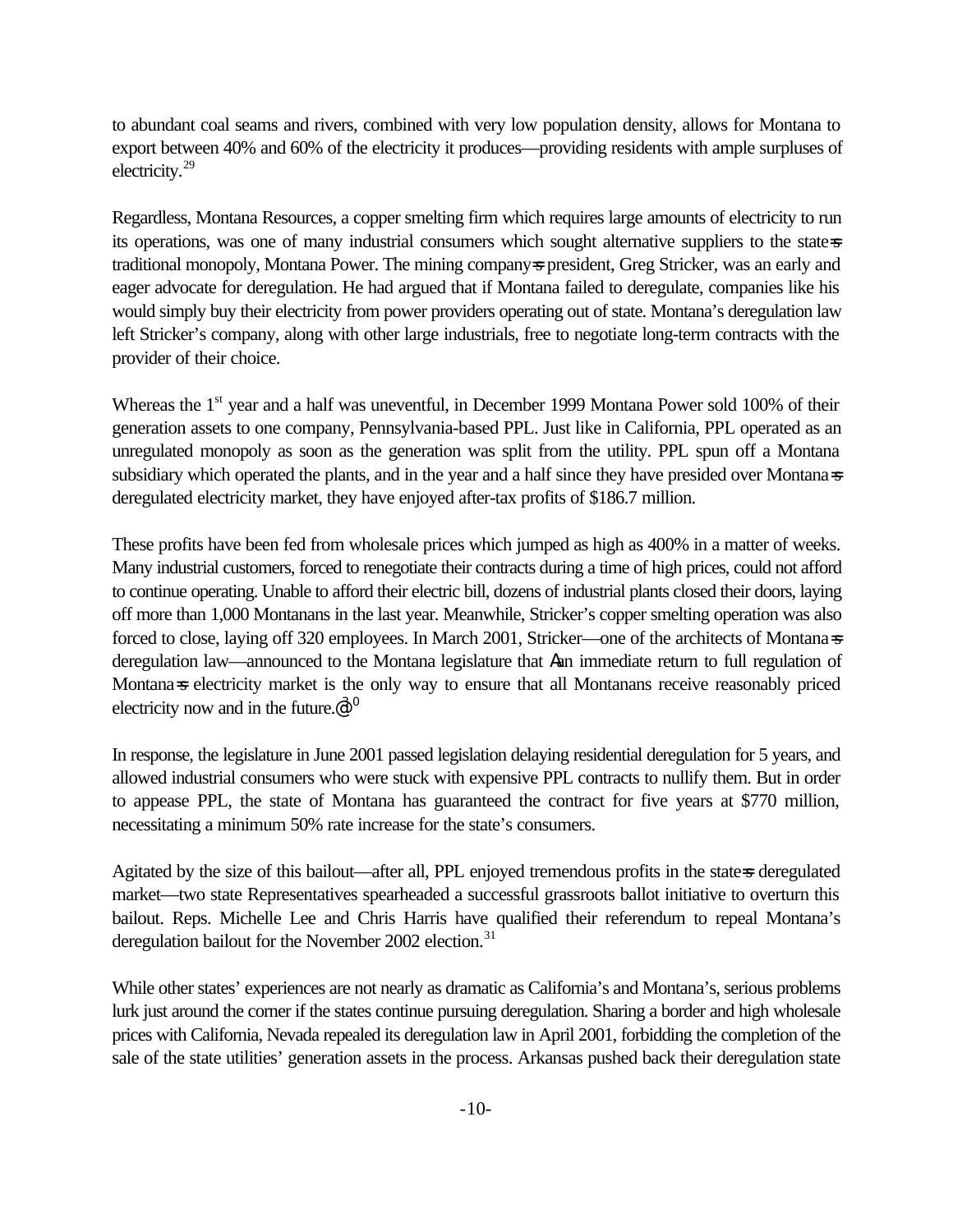to abundant coal seams and rivers, combined with very low population density, allows for Montana to export between 40% and 60% of the electricity it produces—providing residents with ample surpluses of electricity.[29]

Regardless, Montana Resources, a copper smelting firm which requires large amounts of electricity to run its operations, was one of many industrial consumers which sought alternative suppliers to the state=s traditional monopoly, Montana Power. The mining company=s president, Greg Stricker, was an early and eager advocate for deregulation. He had argued that if Montana failed to deregulate, companies like his would simply buy their electricity from power providers operating out of state. Montana's deregulation law left Stricker's company, along with other large industrials, free to negotiate long-term contracts with the provider of their choice.

Whereas the 1st year and a half was uneventful, in December 1999 Montana Power sold 100% of their generation assets to one company, Pennsylvania-based PPL. Just like in California, PPL operated as an unregulated monopoly as soon as the generation was split from the utility. PPL spun off a Montana subsidiary which operated the plants, and in the year and a half since they have presided over Montana=s deregulated electricity market, they have enjoyed after-tax profits of $186.7 million.

These profits have been fed from wholesale prices which jumped as high as 400% in a matter of weeks. Many industrial customers, forced to renegotiate their contracts during a time of high prices, could not afford to continue operating. Unable to afford their electric bill, dozens of industrial plants closed their doors, laying off more than 1,000 Montanans in the last year. Meanwhile, Stricker's copper smelting operation was also forced to close, laying off 320 employees. In March 2001, Stricker—one of the architects of Montana=s deregulation law—announced to the Montana legislature that Aan immediate return to full regulation of Montana=s electricity market is the only way to ensure that all Montanans receive reasonably priced electricity now and in the future.@[30]

In response, the legislature in June 2001 passed legislation delaying residential deregulation for 5 years, and allowed industrial consumers who were stuck with expensive PPL contracts to nullify them. But in order to appease PPL, the state of Montana has guaranteed the contract for five years at $770 million, necessitating a minimum 50% rate increase for the state's consumers.

Agitated by the size of this bailout—after all, PPL enjoyed tremendous profits in the state=s deregulated market—two state Representatives spearheaded a successful grassroots ballot initiative to overturn this bailout. Reps. Michelle Lee and Chris Harris have qualified their referendum to repeal Montana's deregulation bailout for the November 2002 election.[31]

While other states' experiences are not nearly as dramatic as California's and Montana's, serious problems lurk just around the corner if the states continue pursuing deregulation. Sharing a border and high wholesale prices with California, Nevada repealed its deregulation law in April 2001, forbidding the completion of the sale of the state utilities' generation assets in the process. Arkansas pushed back their deregulation state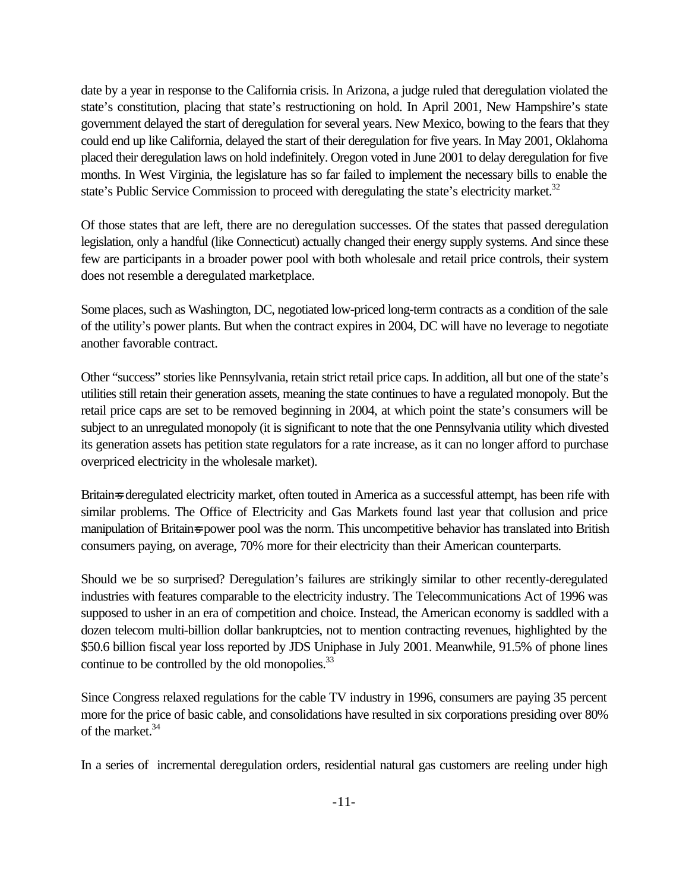date by a year in response to the California crisis. In Arizona, a judge ruled that deregulation violated the state's constitution, placing that state's restructioning on hold. In April 2001, New Hampshire's state government delayed the start of deregulation for several years. New Mexico, bowing to the fears that they could end up like California, delayed the start of their deregulation for five years. In May 2001, Oklahoma placed their deregulation laws on hold indefinitely. Oregon voted in June 2001 to delay deregulation for five months. In West Virginia, the legislature has so far failed to implement the necessary bills to enable the state's Public Service Commission to proceed with deregulating the state's electricity market.[32]

Of those states that are left, there are no deregulation successes. Of the states that passed deregulation legislation, only a handful (like Connecticut) actually changed their energy supply systems. And since these few are participants in a broader power pool with both wholesale and retail price controls, their system does not resemble a deregulated marketplace.

Some places, such as Washington, DC, negotiated low-priced long-term contracts as a condition of the sale of the utility's power plants. But when the contract expires in 2004, DC will have no leverage to negotiate another favorable contract.

Other "success" stories like Pennsylvania, retain strict retail price caps. In addition, all but one of the state's utilities still retain their generation assets, meaning the state continues to have a regulated monopoly. But the retail price caps are set to be removed beginning in 2004, at which point the state's consumers will be subject to an unregulated monopoly (it is significant to note that the one Pennsylvania utility which divested its generation assets has petition state regulators for a rate increase, as it can no longer afford to purchase overpriced electricity in the wholesale market).

Britain=s deregulated electricity market, often touted in America as a successful attempt, has been rife with similar problems. The Office of Electricity and Gas Markets found last year that collusion and price manipulation of Britain=s power pool was the norm. This uncompetitive behavior has translated into British consumers paying, on average, 70% more for their electricity than their American counterparts.

Should we be so surprised? Deregulation's failures are strikingly similar to other recently-deregulated industries with features comparable to the electricity industry. The Telecommunications Act of 1996 was supposed to usher in an era of competition and choice. Instead, the American economy is saddled with a dozen telecom multi-billion dollar bankruptcies, not to mention contracting revenues, highlighted by the $50.6 billion fiscal year loss reported by JDS Uniphase in July 2001. Meanwhile, 91.5% of phone lines continue to be controlled by the old monopolies.[33]

Since Congress relaxed regulations for the cable TV industry in 1996, consumers are paying 35 percent more for the price of basic cable, and consolidations have resulted in six corporations presiding over 80% of the market.[34]

In a series of incremental deregulation orders, residential natural gas customers are reeling under high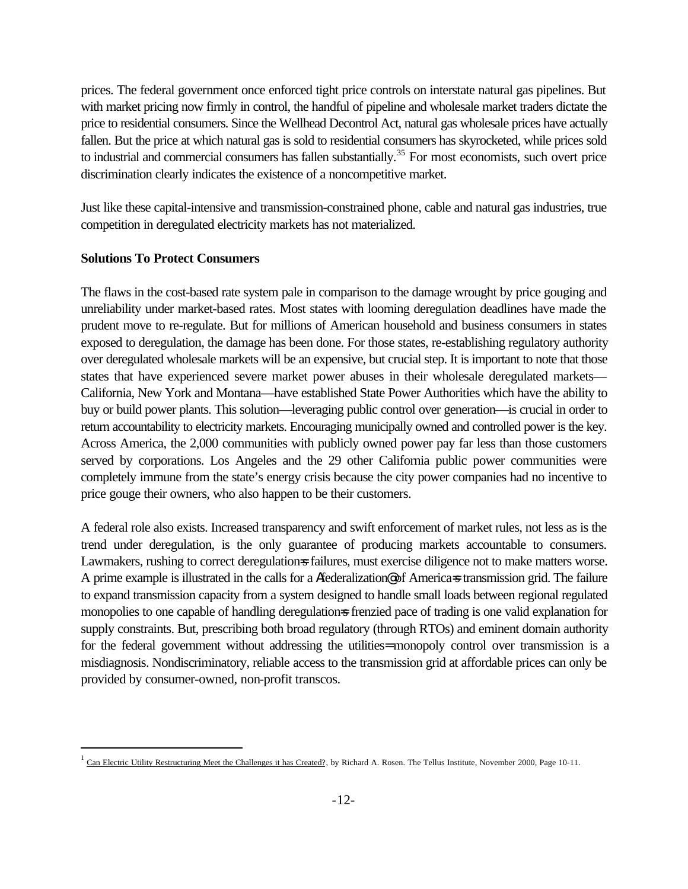prices. The federal government once enforced tight price controls on interstate natural gas pipelines. But with market pricing now firmly in control, the handful of pipeline and wholesale market traders dictate the price to residential consumers. Since the Wellhead Decontrol Act, natural gas wholesale prices have actually fallen. But the price at which natural gas is sold to residential consumers has skyrocketed, while prices sold to industrial and commercial consumers has fallen substantially.[35] For most economists, such overt price discrimination clearly indicates the existence of a noncompetitive market.

Just like these capital-intensive and transmission-constrained phone, cable and natural gas industries, true competition in deregulated electricity markets has not materialized.

**Solutions To Protect Consumers**

The flaws in the cost-based rate system pale in comparison to the damage wrought by price gouging and unreliability under market-based rates. Most states with looming deregulation deadlines have made the prudent move to re-regulate. But for millions of American household and business consumers in states exposed to deregulation, the damage has been done. For those states, re-establishing regulatory authority over deregulated wholesale markets will be an expensive, but crucial step. It is important to note that those states that have experienced severe market power abuses in their wholesale deregulated markets—California, New York and Montana—have established State Power Authorities which have the ability to buy or build power plants. This solution—leveraging public control over generation—is crucial in order to return accountability to electricity markets. Encouraging municipally owned and controlled power is the key. Across America, the 2,000 communities with publicly owned power pay far less than those customers served by corporations. Los Angeles and the 29 other California public power communities were completely immune from the state's energy crisis because the city power companies had no incentive to price gouge their owners, who also happen to be their customers.

A federal role also exists. Increased transparency and swift enforcement of market rules, not less as is the trend under deregulation, is the only guarantee of producing markets accountable to consumers. Lawmakers, rushing to correct deregulation=s failures, must exercise diligence not to make matters worse. A prime example is illustrated in the calls for a Afederalization@ of America=s transmission grid. The failure to expand transmission capacity from a system designed to handle small loads between regional regulated monopolies to one capable of handling deregulation=s frenzied pace of trading is one valid explanation for supply constraints. But, prescribing both broad regulatory (through RTOs) and eminent domain authority for the federal government without addressing the utilities= monopoly control over transmission is a misdiagnosis. Nondiscriminatory, reliable access to the transmission grid at affordable prices can only be provided by consumer-owned, non-profit transcos.

---

[1] Can Electric Utility Restructuring Meet the Challenges it has Created?, by Richard A. Rosen. The Tellus Institute, November 2000, Page 10-11.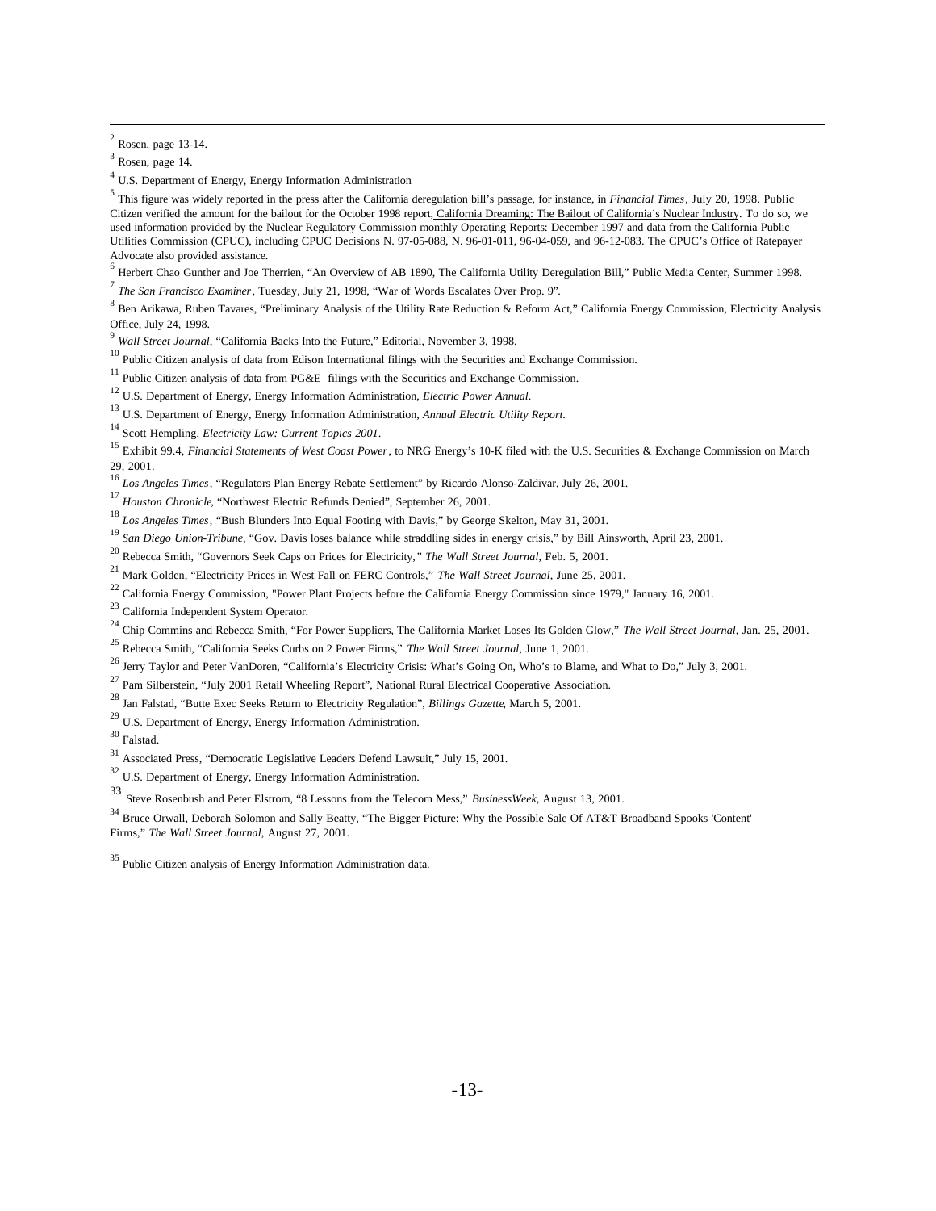[2] Rosen, page 13-14.

[3] Rosen, page 14.

[4] U.S. Department of Energy, Energy Information Administration

[5] This figure was widely reported in the press after the California deregulation bill's passage, for instance, in *Financial Times*, July 20, 1998. Public Citizen verified the amount for the bailout for the October 1998 report, California Dreaming: The Bailout of California's Nuclear Industry. To do so, we used information provided by the Nuclear Regulatory Commission monthly Operating Reports: December 1997 and data from the California Public Utilities Commission (CPUC), including CPUC Decisions N. 97-05-088, N. 96-01-011, 96-04-059, and 96-12-083. The CPUC's Office of Ratepayer Advocate also provided assistance.

[6] Herbert Chao Gunther and Joe Therrien, "An Overview of AB 1890, The California Utility Deregulation Bill," Public Media Center, Summer 1998.

[7] *The San Francisco Examiner*, Tuesday, July 21, 1998, "War of Words Escalates Over Prop. 9".

[8] Ben Arikawa, Ruben Tavares, "Preliminary Analysis of the Utility Rate Reduction & Reform Act," California Energy Commission, Electricity Analysis Office, July 24, 1998.

[9] *Wall Street Journal*, "California Backs Into the Future," Editorial, November 3, 1998.

[10] Public Citizen analysis of data from Edison International filings with the Securities and Exchange Commission.

[11] Public Citizen analysis of data from PG&E filings with the Securities and Exchange Commission.

[12] U.S. Department of Energy, Energy Information Administration, *Electric Power Annual*.

[13] U.S. Department of Energy, Energy Information Administration, *Annual Electric Utility Report*.

[14] Scott Hempling, *Electricity Law: Current Topics 2001*.

[15] Exhibit 99.4, *Financial Statements of West Coast Power*, to NRG Energy's 10-K filed with the U.S. Securities & Exchange Commission on March 29, 2001.

[16] *Los Angeles Times*, "Regulators Plan Energy Rebate Settlement" by Ricardo Alonso-Zaldivar, July 26, 2001.

[17] *Houston Chronicle*, "Northwest Electric Refunds Denied", September 26, 2001.

[18] *Los Angeles Times*, "Bush Blunders Into Equal Footing with Davis," by George Skelton, May 31, 2001.

[19] *San Diego Union-Tribune*, "Gov. Davis loses balance while straddling sides in energy crisis," by Bill Ainsworth, April 23, 2001.

[20] Rebecca Smith, "Governors Seek Caps on Prices for Electricity," *The Wall Street Journal*, Feb. 5, 2001.

[21] Mark Golden, "Electricity Prices in West Fall on FERC Controls," *The Wall Street Journal*, June 25, 2001.

[22] California Energy Commission, "Power Plant Projects before the California Energy Commission since 1979," January 16, 2001.

[23] California Independent System Operator.

[24] Chip Commins and Rebecca Smith, "For Power Suppliers, The California Market Loses Its Golden Glow," *The Wall Street Journal*, Jan. 25, 2001.

[25] Rebecca Smith, "California Seeks Curbs on 2 Power Firms," *The Wall Street Journal*, June 1, 2001.

[26] Jerry Taylor and Peter VanDoren, "California's Electricity Crisis: What's Going On, Who's to Blame, and What to Do," July 3, 2001.

[27] Pam Silberstein, "July 2001 Retail Wheeling Report", National Rural Electrical Cooperative Association.

[28] Jan Falstad, "Butte Exec Seeks Return to Electricity Regulation", *Billings Gazette*, March 5, 2001.

[29] U.S. Department of Energy, Energy Information Administration.

[30] Falstad.

[31] Associated Press, "Democratic Legislative Leaders Defend Lawsuit," July 15, 2001.

[32] U.S. Department of Energy, Energy Information Administration.

[33] Steve Rosenbush and Peter Elstrom, "8 Lessons from the Telecom Mess," *BusinessWeek*, August 13, 2001.

[34] Bruce Orwall, Deborah Solomon and Sally Beatty, "The Bigger Picture: Why the Possible Sale Of AT&T Broadband Spooks 'Content' Firms," *The Wall Street Journal*, August 27, 2001.

[35] Public Citizen analysis of Energy Information Administration data.